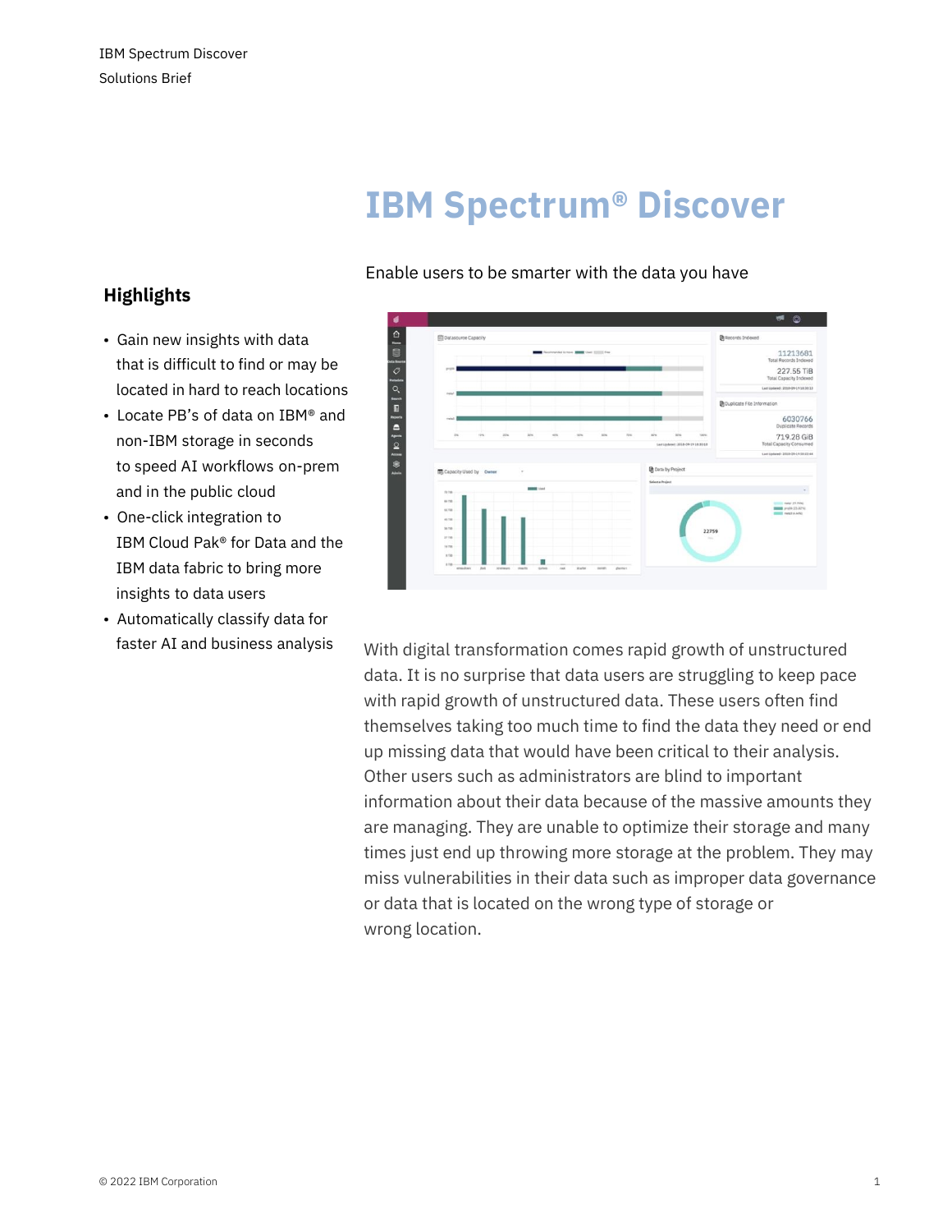# IBM Spectrum® Discover

Enable users to be smarter with the data you have

## Highlights

- Gain new insights with data that is difficult to find or may be located in hard to reach locations
- Locate PB's of data on IBM® and non-IBM storage in seconds to speed AI workflows on-prem and in the public cloud
- One-click integration to IBM Cloud Pak® for Data and the IBM data fabric to bring more insights to data users
- Automatically classify data for faster AI and business analysis

With digital transformation comes rapid growth of unstructured data. It is no surprise that data users are struggling to keep pace with rapid growth of unstructured data. These users often find themselves taking too much time to find the data they need or end up missing data that would have been critical to their analysis. Other users such as administrators are blind to important information about their data because of the massive amounts they are managing. They are unable to optimize their storage and many times just end up throwing more storage at the problem. They may miss vulnerabilities in their data such as improper data governance or data that is located on the wrong type of storage or wrong location.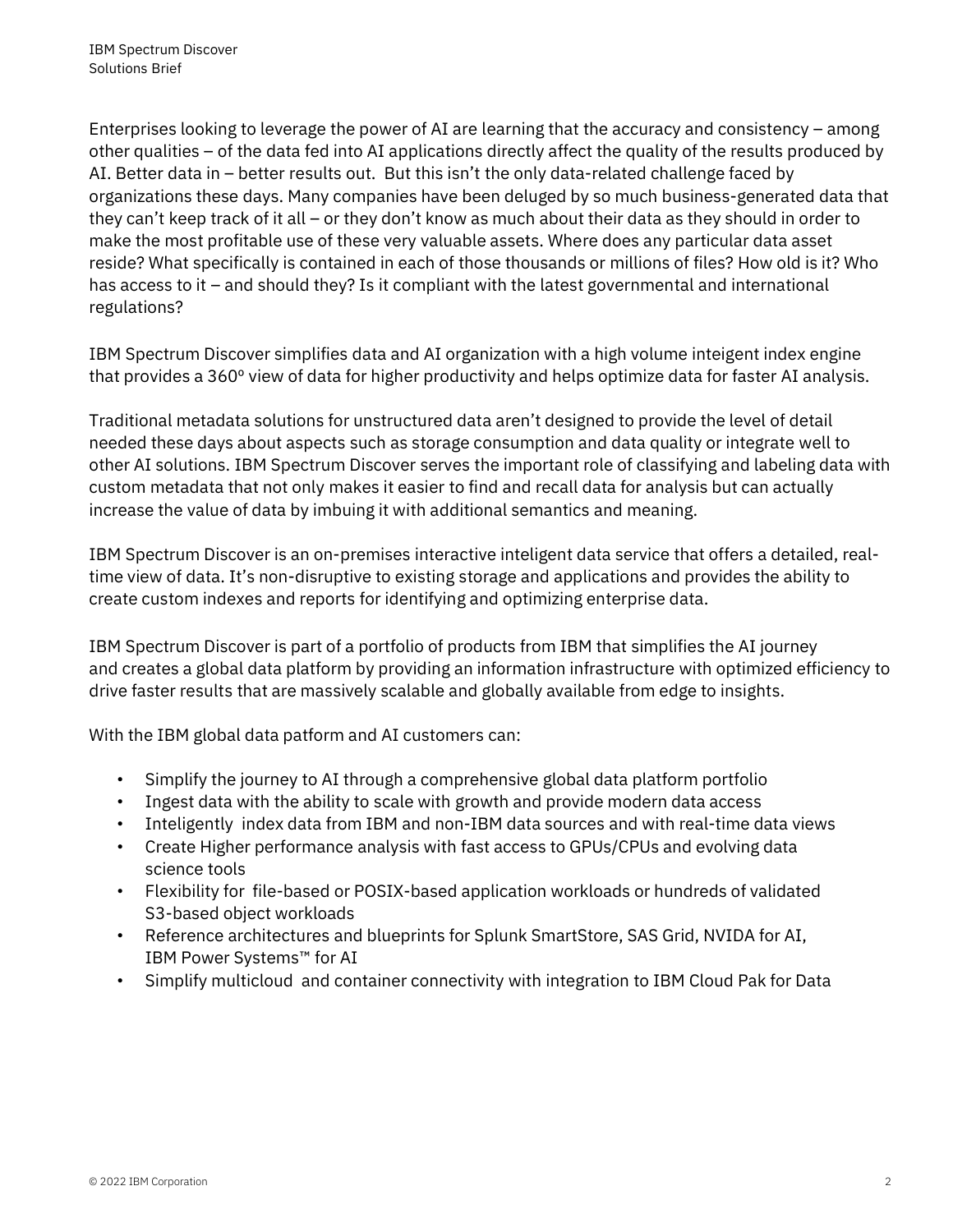Enterprises looking to leverage the power of AI are learning that the accuracy and consistency – among other qualities – of the data fed into AI applications directly affect the quality of the results produced by AI. Better data in – better results out. But this isn't the only data-related challenge faced by organizations these days. Many companies have been deluged by so much business-generated data that they can't keep track of it all – or they don't know as much about their data as they should in order to make the most profitable use of these very valuable assets. Where does any particular data asset reside? What specifically is contained in each of those thousands or millions of files? How old is it? Who has access to it – and should they? Is it compliant with the latest governmental and international regulations?

IBM Spectrum Discover simplifies data and AI organization with a high volume inteigent index engine that provides a 360º view of data for higher productivity and helps optimize data for faster AI analysis.

Traditional metadata solutions for unstructured data aren't designed to provide the level of detail needed these days about aspects such as storage consumption and data quality or integrate well to other AI solutions. IBM Spectrum Discover serves the important role of classifying and labeling data with custom metadata that not only makes it easier to find and recall data for analysis but can actually increase the value of data by imbuing it with additional semantics and meaning.

IBM Spectrum Discover is an on-premises interactive inteligent data service that offers a detailed, real-time view of data. It's non-disruptive to existing storage and applications and provides the ability to create custom indexes and reports for identifying and optimizing enterprise data.

IBM Spectrum Discover is part of a portfolio of products from IBM that simplifies the AI journey and creates a global data platform by providing an information infrastructure with optimized efficiency to drive faster results that are massively scalable and globally available from edge to insights.

With the IBM global data patform and AI customers can:

- Simplify the journey to AI through a comprehensive global data platform portfolio
- Ingest data with the ability to scale with growth and provide modern data access
- Inteligently index data from IBM and non-IBM data sources and with real-time data views
- Create Higher performance analysis with fast access to GPUs/CPUs and evolving data science tools
- Flexibility for file-based or POSIX-based application workloads or hundreds of validated S3-based object workloads
- Reference architectures and blueprints for Splunk SmartStore, SAS Grid, NVIDA for AI, IBM Power Systems™ for AI
- Simplify multicloud and container connectivity with integration to IBM Cloud Pak for Data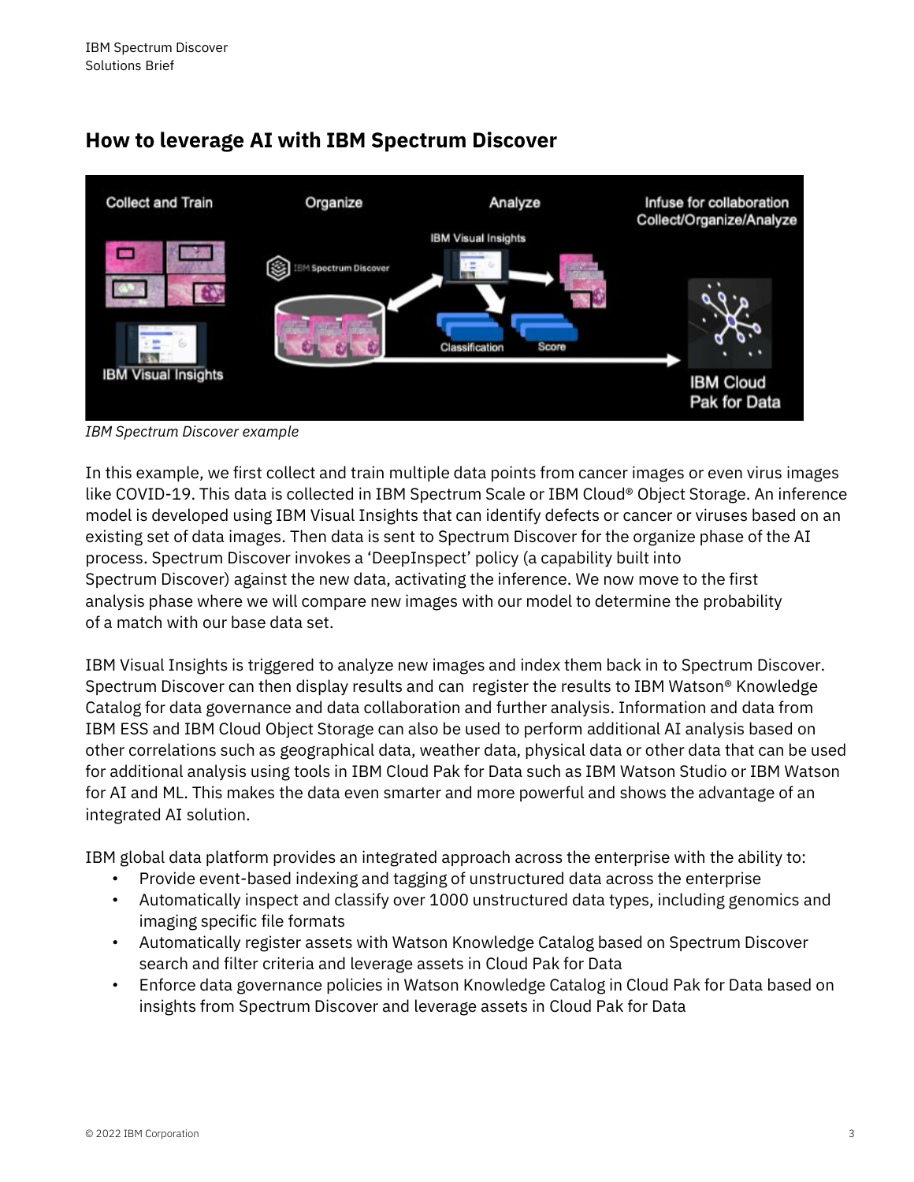## How to leverage AI with IBM Spectrum Discover

*IBM Spectrum Discover example*

In this example, we first collect and train multiple data points from cancer images or even virus images like COVID-19. This data is collected in IBM Spectrum Scale or IBM Cloud® Object Storage. An inference model is developed using IBM Visual Insights that can identify defects or cancer or viruses based on an existing set of data images. Then data is sent to Spectrum Discover for the organize phase of the AI process. Spectrum Discover invokes a 'DeepInspect' policy (a capability built into Spectrum Discover) against the new data, activating the inference. We now move to the first analysis phase where we will compare new images with our model to determine the probability of a match with our base data set.

IBM Visual Insights is triggered to analyze new images and index them back in to Spectrum Discover. Spectrum Discover can then display results and can register the results to IBM Watson® Knowledge Catalog for data governance and data collaboration and further analysis. Information and data from IBM ESS and IBM Cloud Object Storage can also be used to perform additional AI analysis based on other correlations such as geographical data, weather data, physical data or other data that can be used for additional analysis using tools in IBM Cloud Pak for Data such as IBM Watson Studio or IBM Watson for AI and ML. This makes the data even smarter and more powerful and shows the advantage of an integrated AI solution.

IBM global data platform provides an integrated approach across the enterprise with the ability to:

- Provide event-based indexing and tagging of unstructured data across the enterprise
- Automatically inspect and classify over 1000 unstructured data types, including genomics and imaging specific file formats
- Automatically register assets with Watson Knowledge Catalog based on Spectrum Discover search and filter criteria and leverage assets in Cloud Pak for Data
- Enforce data governance policies in Watson Knowledge Catalog in Cloud Pak for Data based on insights from Spectrum Discover and leverage assets in Cloud Pak for Data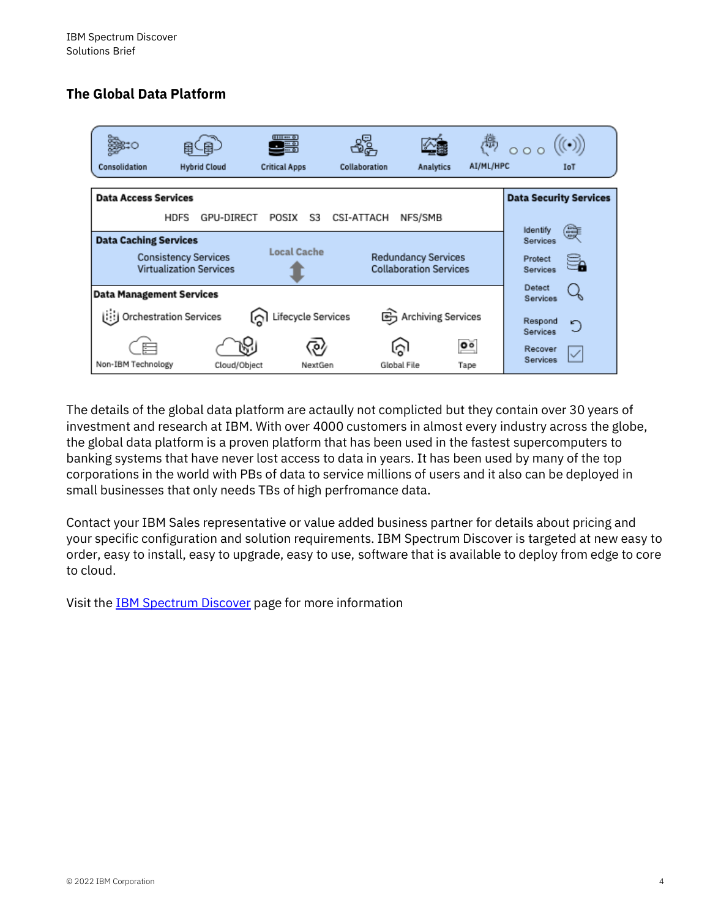## The Global Data Platform

Consolidation | Hybrid Cloud | Critical Apps | Collaboration | Analytics | AI/ML/HPC | IoT

**Data Access Services**

HDFS GPU-DIRECT POSIX S3 CSI-ATTACH NFS/SMB

**Data Caching Services**

Consistency Services
Virtualization Services

Local Cache

Redundancy Services
Collaboration Services

**Data Management Services**

Orchestration Services Lifecycle Services Archiving Services

Non-IBM Technology Cloud/Object NextGen Global File Tape

**Data Security Services**

Identify Services
Protect Services
Detect Services
Respond Services
Recover Services

The details of the global data platform are actaully not complicted but they contain over 30 years of investment and research at IBM. With over 4000 customers in almost every industry across the globe, the global data platform is a proven platform that has been used in the fastest supercomputers to banking systems that have never lost access to data in years. It has been used by many of the top corporations in the world with PBs of data to service millions of users and it also can be deployed in small businesses that only needs TBs of high perfromance data.

Contact your IBM Sales representative or value added business partner for details about pricing and your specific configuration and solution requirements. IBM Spectrum Discover is targeted at new easy to order, easy to install, easy to upgrade, easy to use, software that is available to deploy from edge to core to cloud.

Visit the IBM Spectrum Discover page for more information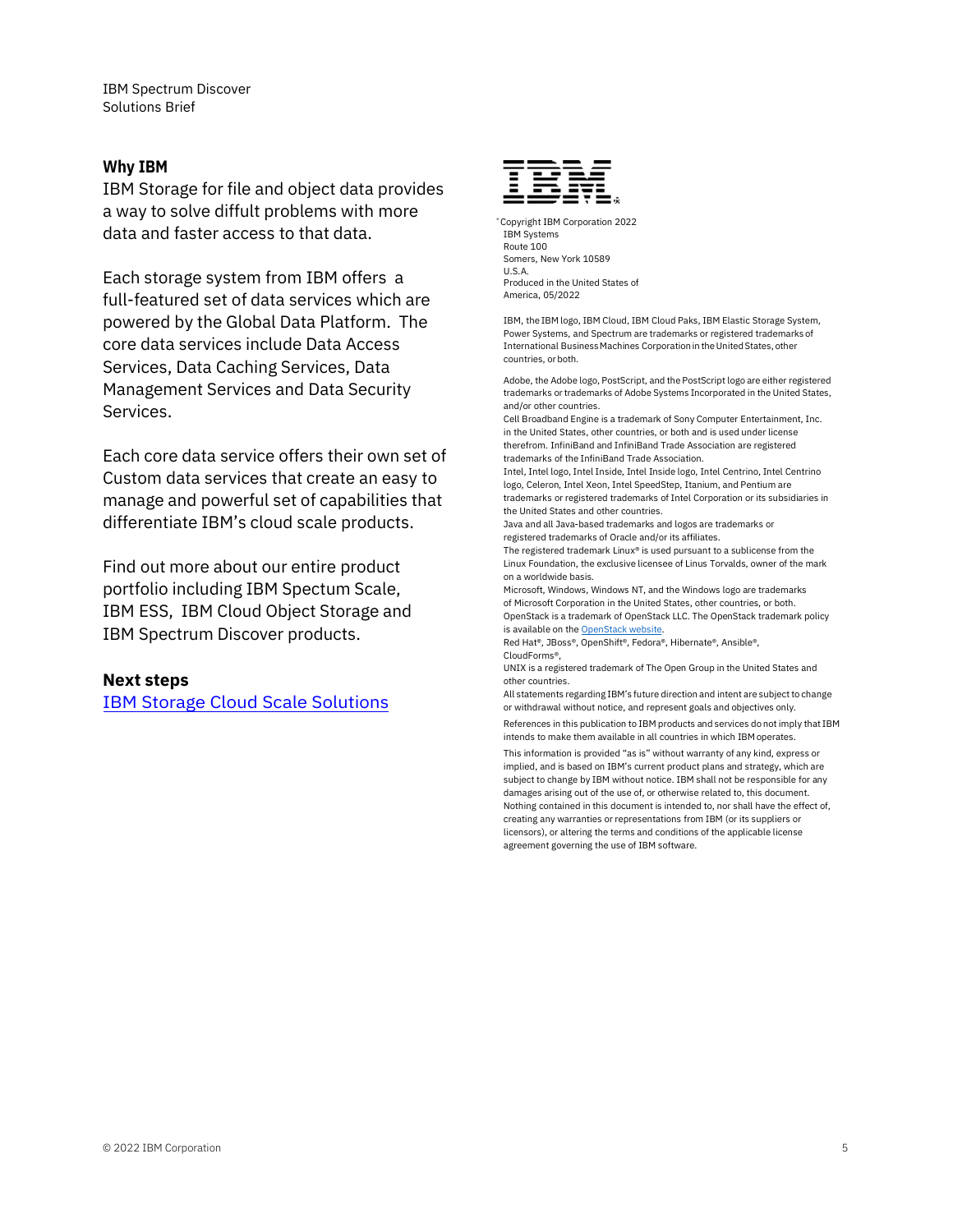## Why IBM

IBM Storage for file and object data provides a way to solve diffult problems with more data and faster access to that data.

Each storage system from IBM offers a full-featured set of data services which are powered by the Global Data Platform. The core data services include Data Access Services, Data Caching Services, Data Management Services and Data Security Services.

Each core data service offers their own set of Custom data services that create an easy to manage and powerful set of capabilities that differentiate IBM's cloud scale products.

Find out more about our entire product portfolio including IBM Spectum Scale, IBM ESS, IBM Cloud Object Storage and IBM Spectrum Discover products.

## Next steps

[IBM Storage Cloud Scale Solutions]

© Copyright IBM Corporation 2022
IBM Systems
Route 100
Somers, New York 10589
U.S.A.
Produced in the United States of America, 05/2022

IBM, the IBM logo, IBM Cloud, IBM Cloud Paks, IBM Elastic Storage System, Power Systems, and Spectrum are trademarks or registered trademarks of International Business Machines Corporation in the United States, other countries, or both.

Adobe, the Adobe logo, PostScript, and the PostScript logo are either registered trademarks or trademarks of Adobe Systems Incorporated in the United States, and/or other countries.
Cell Broadband Engine is a trademark of Sony Computer Entertainment, Inc. in the United States, other countries, or both and is used under license therefrom. InfiniBand and InfiniBand Trade Association are registered trademarks of the InfiniBand Trade Association.
Intel, Intel logo, Intel Inside, Intel Inside logo, Intel Centrino, Intel Centrino logo, Celeron, Intel Xeon, Intel SpeedStep, Itanium, and Pentium are trademarks or registered trademarks of Intel Corporation or its subsidiaries in the United States and other countries.
Java and all Java-based trademarks and logos are trademarks or registered trademarks of Oracle and/or its affiliates.
The registered trademark Linux® is used pursuant to a sublicense from the Linux Foundation, the exclusive licensee of Linus Torvalds, owner of the mark on a worldwide basis.
Microsoft, Windows, Windows NT, and the Windows logo are trademarks of Microsoft Corporation in the United States, other countries, or both.
OpenStack is a trademark of OpenStack LLC. The OpenStack trademark policy is available on the [OpenStack website].
Red Hat®, JBoss®, OpenShift®, Fedora®, Hibernate®, Ansible®, CloudForms®,
UNIX is a registered trademark of The Open Group in the United States and other countries.
All statements regarding IBM's future direction and intent are subject to change or withdrawal without notice, and represent goals and objectives only.

References in this publication to IBM products and services do not imply that IBM intends to make them available in all countries in which IBM operates.

This information is provided "as is" without warranty of any kind, express or implied, and is based on IBM's current product plans and strategy, which are subject to change by IBM without notice. IBM shall not be responsible for any damages arising out of the use of, or otherwise related to, this document. Nothing contained in this document is intended to, nor shall have the effect of, creating any warranties or representations from IBM (or its suppliers or licensors), or altering the terms and conditions of the applicable license agreement governing the use of IBM software.